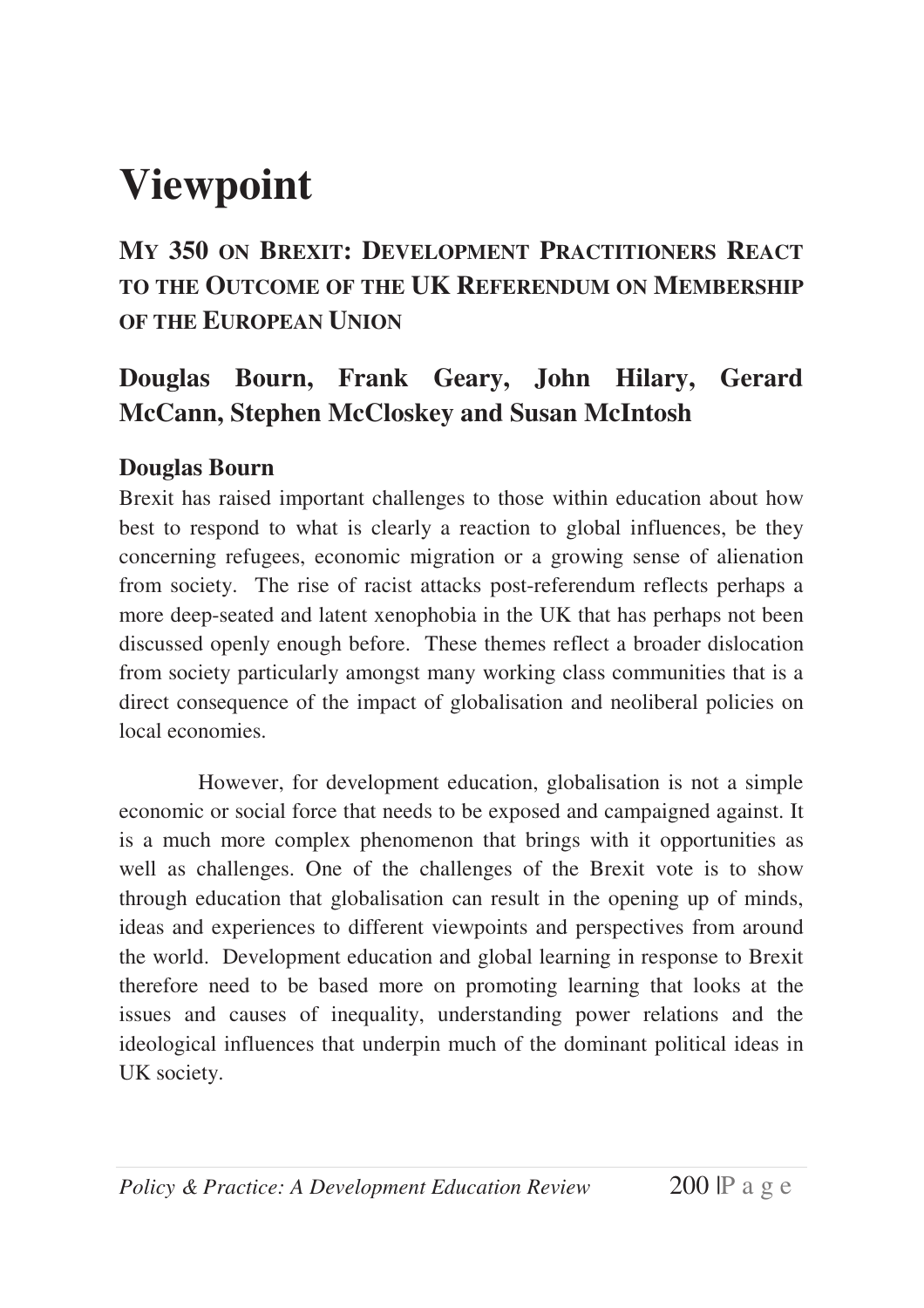# Viewpoint

## My 350 on Brexit: Development Practitioners React to the Outcome of the UK Referendum on Membership of the European Union

## Douglas Bourn, Frank Geary, John Hilary, Gerard McCann, Stephen McCloskey and Susan McIntosh

### Douglas Bourn

Brexit has raised important challenges to those within education about how best to respond to what is clearly a reaction to global influences, be they concerning refugees, economic migration or a growing sense of alienation from society. The rise of racist attacks post-referendum reflects perhaps a more deep-seated and latent xenophobia in the UK that has perhaps not been discussed openly enough before. These themes reflect a broader dislocation from society particularly amongst many working class communities that is a direct consequence of the impact of globalisation and neoliberal policies on local economies.

However, for development education, globalisation is not a simple economic or social force that needs to be exposed and campaigned against. It is a much more complex phenomenon that brings with it opportunities as well as challenges. One of the challenges of the Brexit vote is to show through education that globalisation can result in the opening up of minds, ideas and experiences to different viewpoints and perspectives from around the world. Development education and global learning in response to Brexit therefore need to be based more on promoting learning that looks at the issues and causes of inequality, understanding power relations and the ideological influences that underpin much of the dominant political ideas in UK society.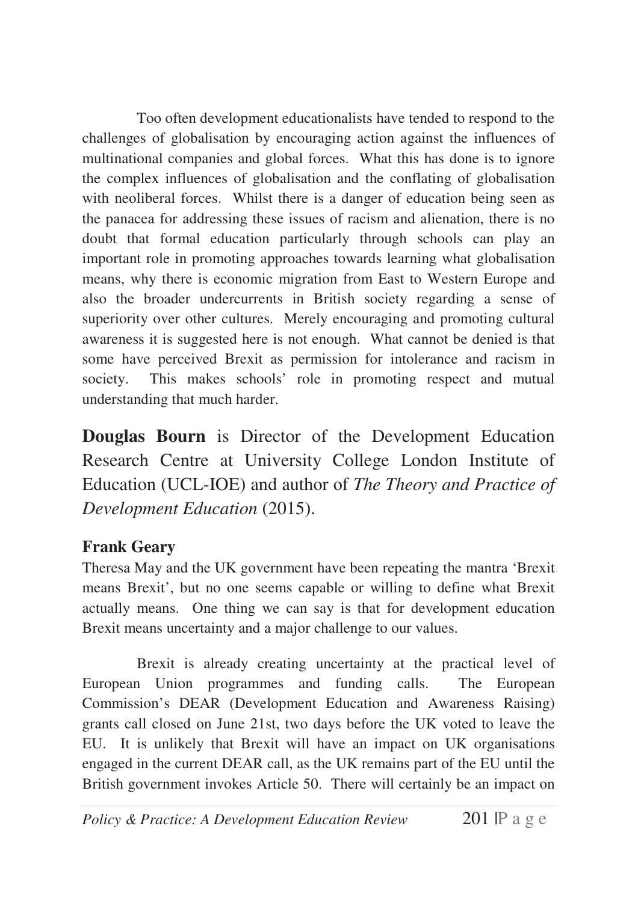Too often development educationalists have tended to respond to the challenges of globalisation by encouraging action against the influences of multinational companies and global forces. What this has done is to ignore the complex influences of globalisation and the conflating of globalisation with neoliberal forces. Whilst there is a danger of education being seen as the panacea for addressing these issues of racism and alienation, there is no doubt that formal education particularly through schools can play an important role in promoting approaches towards learning what globalisation means, why there is economic migration from East to Western Europe and also the broader undercurrents in British society regarding a sense of superiority over other cultures. Merely encouraging and promoting cultural awareness it is suggested here is not enough. What cannot be denied is that some have perceived Brexit as permission for intolerance and racism in society. This makes schools' role in promoting respect and mutual understanding that much harder.

**Douglas Bourn** is Director of the Development Education Research Centre at University College London Institute of Education (UCL-IOE) and author of *The Theory and Practice of Development Education* (2015).

### Frank Geary

Theresa May and the UK government have been repeating the mantra 'Brexit means Brexit', but no one seems capable or willing to define what Brexit actually means. One thing we can say is that for development education Brexit means uncertainty and a major challenge to our values.

Brexit is already creating uncertainty at the practical level of European Union programmes and funding calls. The European Commission's DEAR (Development Education and Awareness Raising) grants call closed on June 21st, two days before the UK voted to leave the EU. It is unlikely that Brexit will have an impact on UK organisations engaged in the current DEAR call, as the UK remains part of the EU until the British government invokes Article 50. There will certainly be an impact on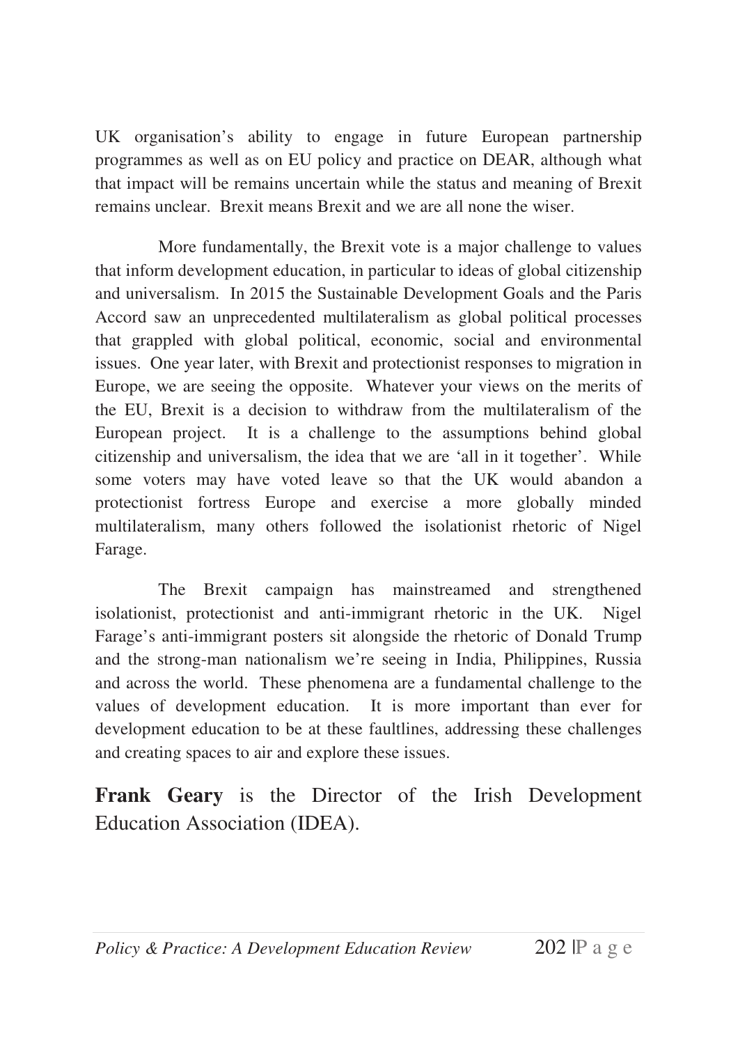UK organisation's ability to engage in future European partnership programmes as well as on EU policy and practice on DEAR, although what that impact will be remains uncertain while the status and meaning of Brexit remains unclear. Brexit means Brexit and we are all none the wiser.

More fundamentally, the Brexit vote is a major challenge to values that inform development education, in particular to ideas of global citizenship and universalism. In 2015 the Sustainable Development Goals and the Paris Accord saw an unprecedented multilateralism as global political processes that grappled with global political, economic, social and environmental issues. One year later, with Brexit and protectionist responses to migration in Europe, we are seeing the opposite. Whatever your views on the merits of the EU, Brexit is a decision to withdraw from the multilateralism of the European project. It is a challenge to the assumptions behind global citizenship and universalism, the idea that we are 'all in it together'. While some voters may have voted leave so that the UK would abandon a protectionist fortress Europe and exercise a more globally minded multilateralism, many others followed the isolationist rhetoric of Nigel Farage.

The Brexit campaign has mainstreamed and strengthened isolationist, protectionist and anti-immigrant rhetoric in the UK. Nigel Farage's anti-immigrant posters sit alongside the rhetoric of Donald Trump and the strong-man nationalism we're seeing in India, Philippines, Russia and across the world. These phenomena are a fundamental challenge to the values of development education. It is more important than ever for development education to be at these faultlines, addressing these challenges and creating spaces to air and explore these issues.

**Frank Geary** is the Director of the Irish Development Education Association (IDEA).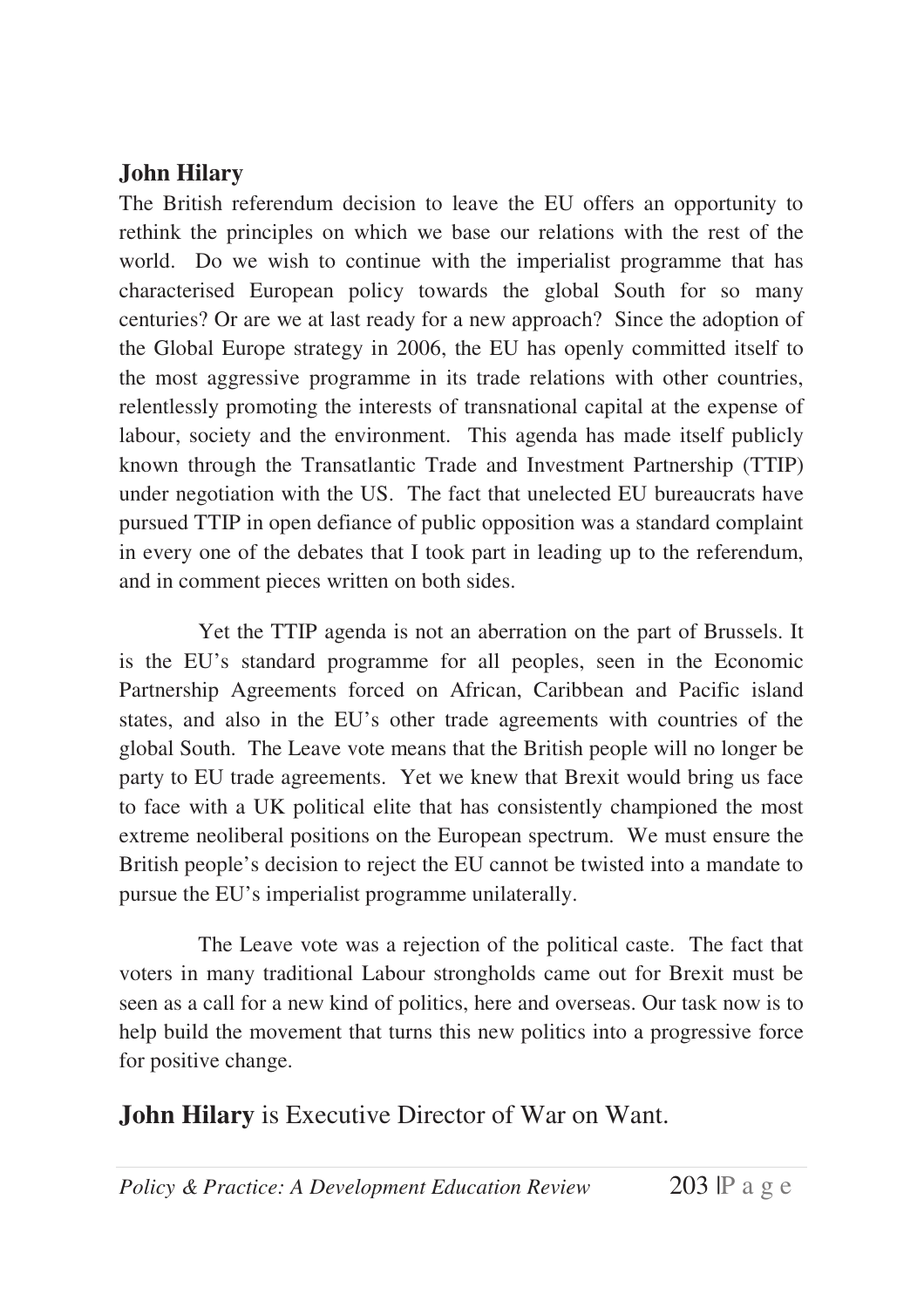## John Hilary

The British referendum decision to leave the EU offers an opportunity to rethink the principles on which we base our relations with the rest of the world. Do we wish to continue with the imperialist programme that has characterised European policy towards the global South for so many centuries? Or are we at last ready for a new approach? Since the adoption of the Global Europe strategy in 2006, the EU has openly committed itself to the most aggressive programme in its trade relations with other countries, relentlessly promoting the interests of transnational capital at the expense of labour, society and the environment. This agenda has made itself publicly known through the Transatlantic Trade and Investment Partnership (TTIP) under negotiation with the US. The fact that unelected EU bureaucrats have pursued TTIP in open defiance of public opposition was a standard complaint in every one of the debates that I took part in leading up to the referendum, and in comment pieces written on both sides.

Yet the TTIP agenda is not an aberration on the part of Brussels. It is the EU's standard programme for all peoples, seen in the Economic Partnership Agreements forced on African, Caribbean and Pacific island states, and also in the EU's other trade agreements with countries of the global South. The Leave vote means that the British people will no longer be party to EU trade agreements. Yet we knew that Brexit would bring us face to face with a UK political elite that has consistently championed the most extreme neoliberal positions on the European spectrum. We must ensure the British people's decision to reject the EU cannot be twisted into a mandate to pursue the EU's imperialist programme unilaterally.

The Leave vote was a rejection of the political caste. The fact that voters in many traditional Labour strongholds came out for Brexit must be seen as a call for a new kind of politics, here and overseas. Our task now is to help build the movement that turns this new politics into a progressive force for positive change.

**John Hilary** is Executive Director of War on Want.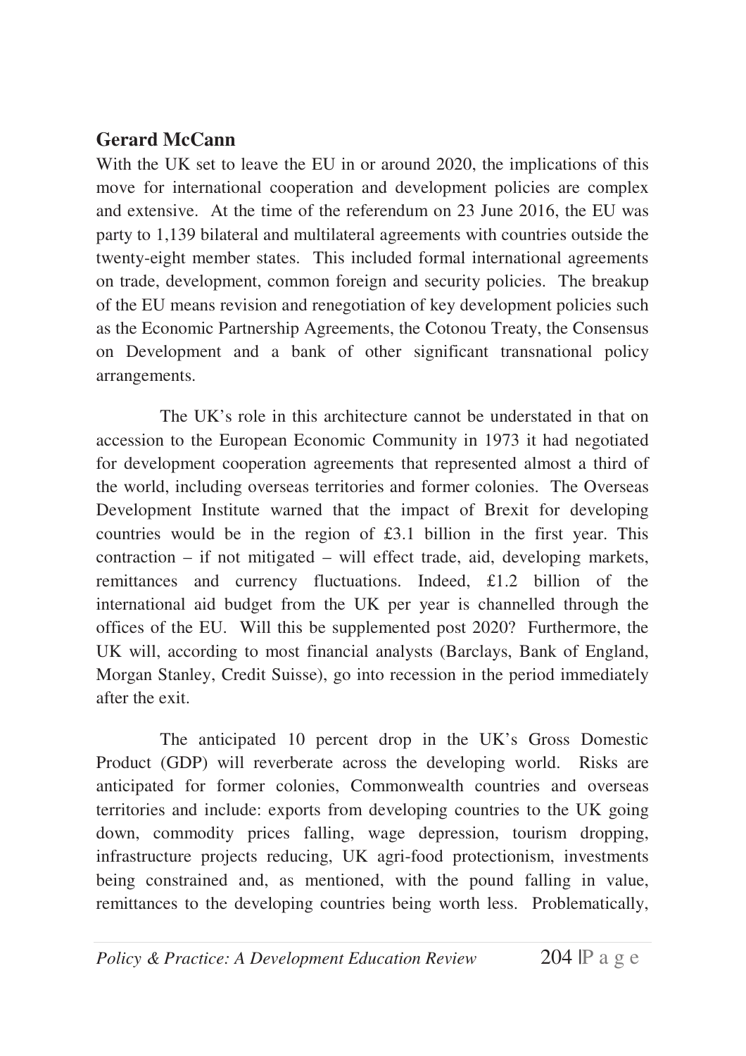## Gerard McCann

With the UK set to leave the EU in or around 2020, the implications of this move for international cooperation and development policies are complex and extensive. At the time of the referendum on 23 June 2016, the EU was party to 1,139 bilateral and multilateral agreements with countries outside the twenty-eight member states. This included formal international agreements on trade, development, common foreign and security policies. The breakup of the EU means revision and renegotiation of key development policies such as the Economic Partnership Agreements, the Cotonou Treaty, the Consensus on Development and a bank of other significant transnational policy arrangements.

The UK's role in this architecture cannot be understated in that on accession to the European Economic Community in 1973 it had negotiated for development cooperation agreements that represented almost a third of the world, including overseas territories and former colonies. The Overseas Development Institute warned that the impact of Brexit for developing countries would be in the region of £3.1 billion in the first year. This contraction – if not mitigated – will effect trade, aid, developing markets, remittances and currency fluctuations. Indeed, £1.2 billion of the international aid budget from the UK per year is channelled through the offices of the EU. Will this be supplemented post 2020? Furthermore, the UK will, according to most financial analysts (Barclays, Bank of England, Morgan Stanley, Credit Suisse), go into recession in the period immediately after the exit.

The anticipated 10 percent drop in the UK's Gross Domestic Product (GDP) will reverberate across the developing world. Risks are anticipated for former colonies, Commonwealth countries and overseas territories and include: exports from developing countries to the UK going down, commodity prices falling, wage depression, tourism dropping, infrastructure projects reducing, UK agri-food protectionism, investments being constrained and, as mentioned, with the pound falling in value, remittances to the developing countries being worth less. Problematically,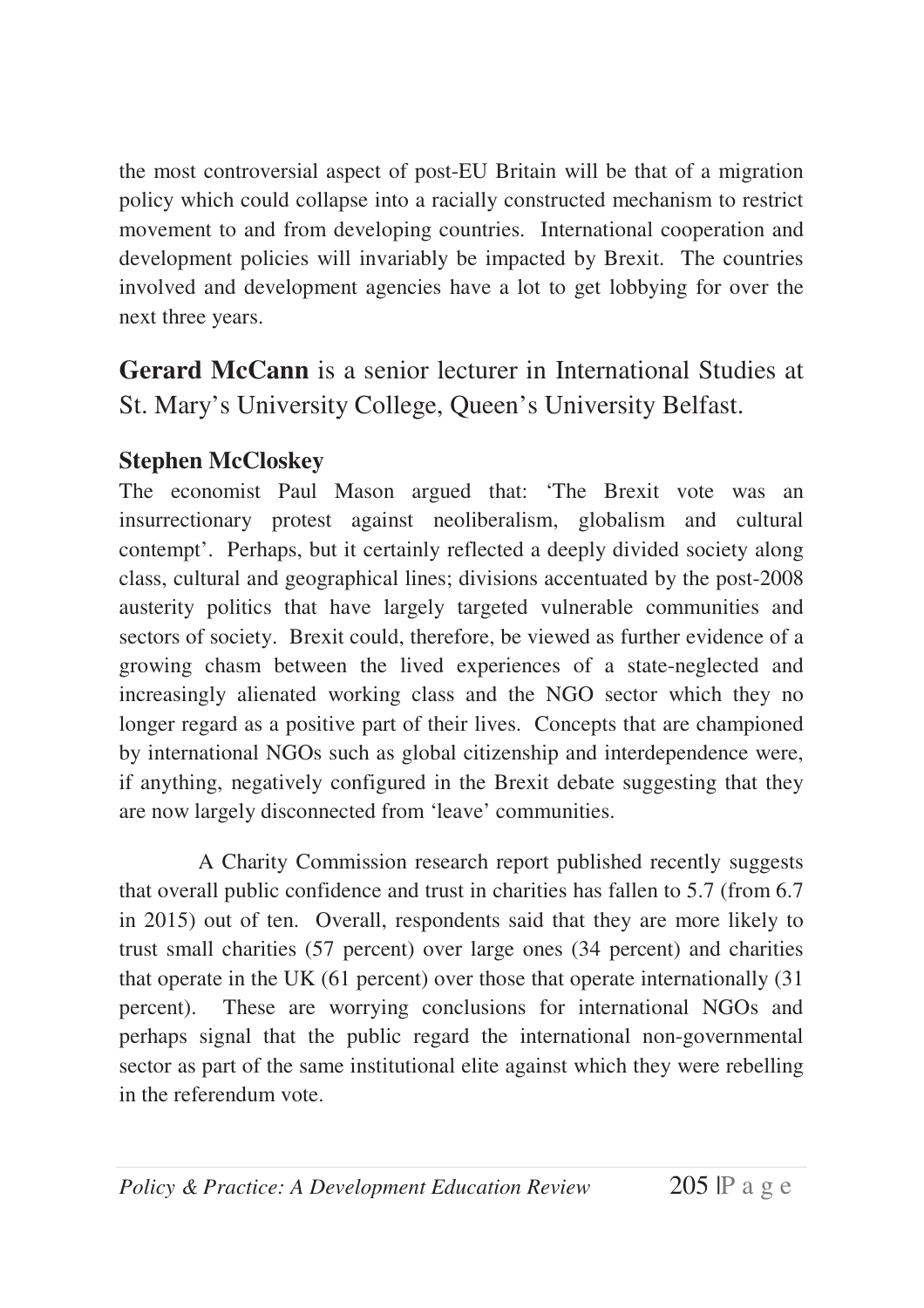the most controversial aspect of post-EU Britain will be that of a migration policy which could collapse into a racially constructed mechanism to restrict movement to and from developing countries. International cooperation and development policies will invariably be impacted by Brexit. The countries involved and development agencies have a lot to get lobbying for over the next three years.

**Gerard McCann** is a senior lecturer in International Studies at St. Mary's University College, Queen's University Belfast.

### Stephen McCloskey

The economist Paul Mason argued that: 'The Brexit vote was an insurrectionary protest against neoliberalism, globalism and cultural contempt'. Perhaps, but it certainly reflected a deeply divided society along class, cultural and geographical lines; divisions accentuated by the post-2008 austerity politics that have largely targeted vulnerable communities and sectors of society. Brexit could, therefore, be viewed as further evidence of a growing chasm between the lived experiences of a state-neglected and increasingly alienated working class and the NGO sector which they no longer regard as a positive part of their lives. Concepts that are championed by international NGOs such as global citizenship and interdependence were, if anything, negatively configured in the Brexit debate suggesting that they are now largely disconnected from 'leave' communities.

A Charity Commission research report published recently suggests that overall public confidence and trust in charities has fallen to 5.7 (from 6.7 in 2015) out of ten. Overall, respondents said that they are more likely to trust small charities (57 percent) over large ones (34 percent) and charities that operate in the UK (61 percent) over those that operate internationally (31 percent). These are worrying conclusions for international NGOs and perhaps signal that the public regard the international non-governmental sector as part of the same institutional elite against which they were rebelling in the referendum vote.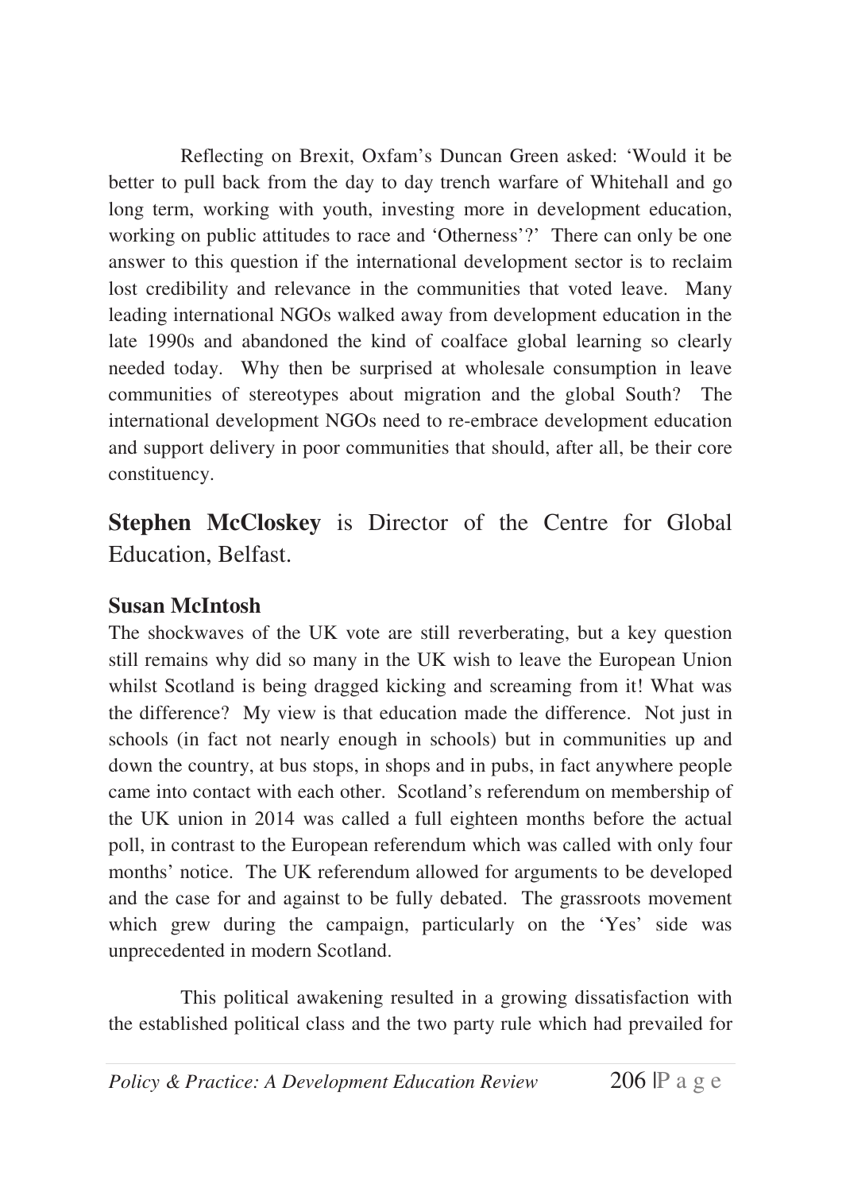Reflecting on Brexit, Oxfam's Duncan Green asked: 'Would it be better to pull back from the day to day trench warfare of Whitehall and go long term, working with youth, investing more in development education, working on public attitudes to race and 'Otherness'?' There can only be one answer to this question if the international development sector is to reclaim lost credibility and relevance in the communities that voted leave. Many leading international NGOs walked away from development education in the late 1990s and abandoned the kind of coalface global learning so clearly needed today. Why then be surprised at wholesale consumption in leave communities of stereotypes about migration and the global South? The international development NGOs need to re-embrace development education and support delivery in poor communities that should, after all, be their core constituency.

**Stephen McCloskey** is Director of the Centre for Global Education, Belfast.

### Susan McIntosh

The shockwaves of the UK vote are still reverberating, but a key question still remains why did so many in the UK wish to leave the European Union whilst Scotland is being dragged kicking and screaming from it! What was the difference? My view is that education made the difference. Not just in schools (in fact not nearly enough in schools) but in communities up and down the country, at bus stops, in shops and in pubs, in fact anywhere people came into contact with each other. Scotland's referendum on membership of the UK union in 2014 was called a full eighteen months before the actual poll, in contrast to the European referendum which was called with only four months' notice. The UK referendum allowed for arguments to be developed and the case for and against to be fully debated. The grassroots movement which grew during the campaign, particularly on the 'Yes' side was unprecedented in modern Scotland.

This political awakening resulted in a growing dissatisfaction with the established political class and the two party rule which had prevailed for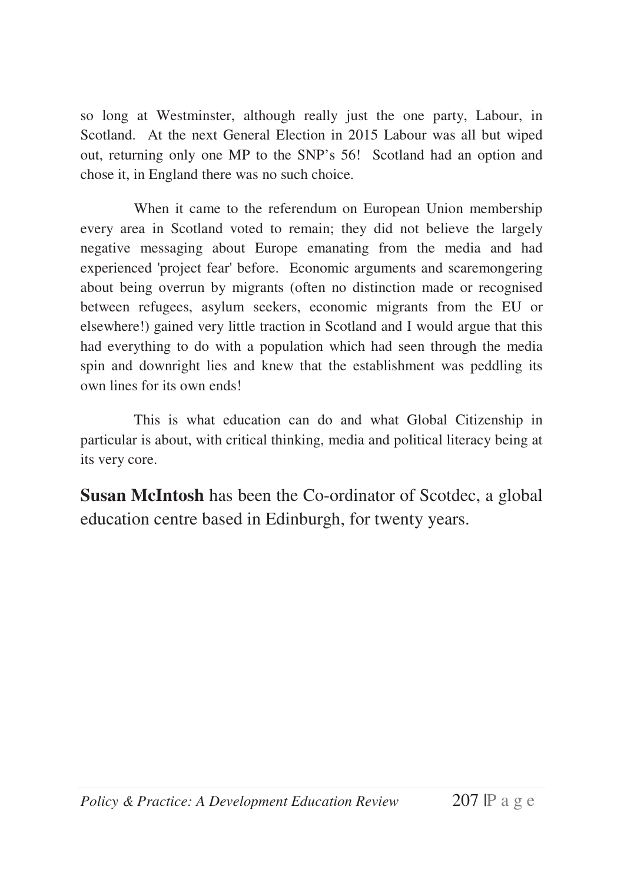so long at Westminster, although really just the one party, Labour, in Scotland. At the next General Election in 2015 Labour was all but wiped out, returning only one MP to the SNP's 56! Scotland had an option and chose it, in England there was no such choice.

When it came to the referendum on European Union membership every area in Scotland voted to remain; they did not believe the largely negative messaging about Europe emanating from the media and had experienced 'project fear' before. Economic arguments and scaremongering about being overrun by migrants (often no distinction made or recognised between refugees, asylum seekers, economic migrants from the EU or elsewhere!) gained very little traction in Scotland and I would argue that this had everything to do with a population which had seen through the media spin and downright lies and knew that the establishment was peddling its own lines for its own ends!

This is what education can do and what Global Citizenship in particular is about, with critical thinking, media and political literacy being at its very core.

**Susan McIntosh** has been the Co-ordinator of Scotdec, a global education centre based in Edinburgh, for twenty years.